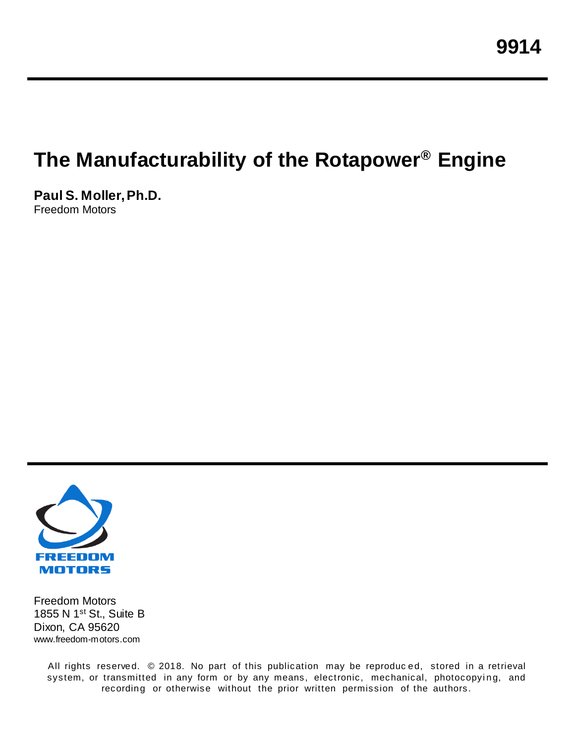**9914**

# The Manufacturability of the Rotapower® Engine

**Paul S. Moller, Ph.D.**
Freedom Motors

FREEDOM MOTORS

Freedom Motors
1855 N 1st St., Suite B
Dixon, CA 95620
www.freedom-motors.com

All rights reserved. © 2018. No part of this publication may be reproduced, stored in a retrieval system, or transmitted in any form or by any means, electronic, mechanical, photocopying, and recording or otherwise without the prior written permission of the authors.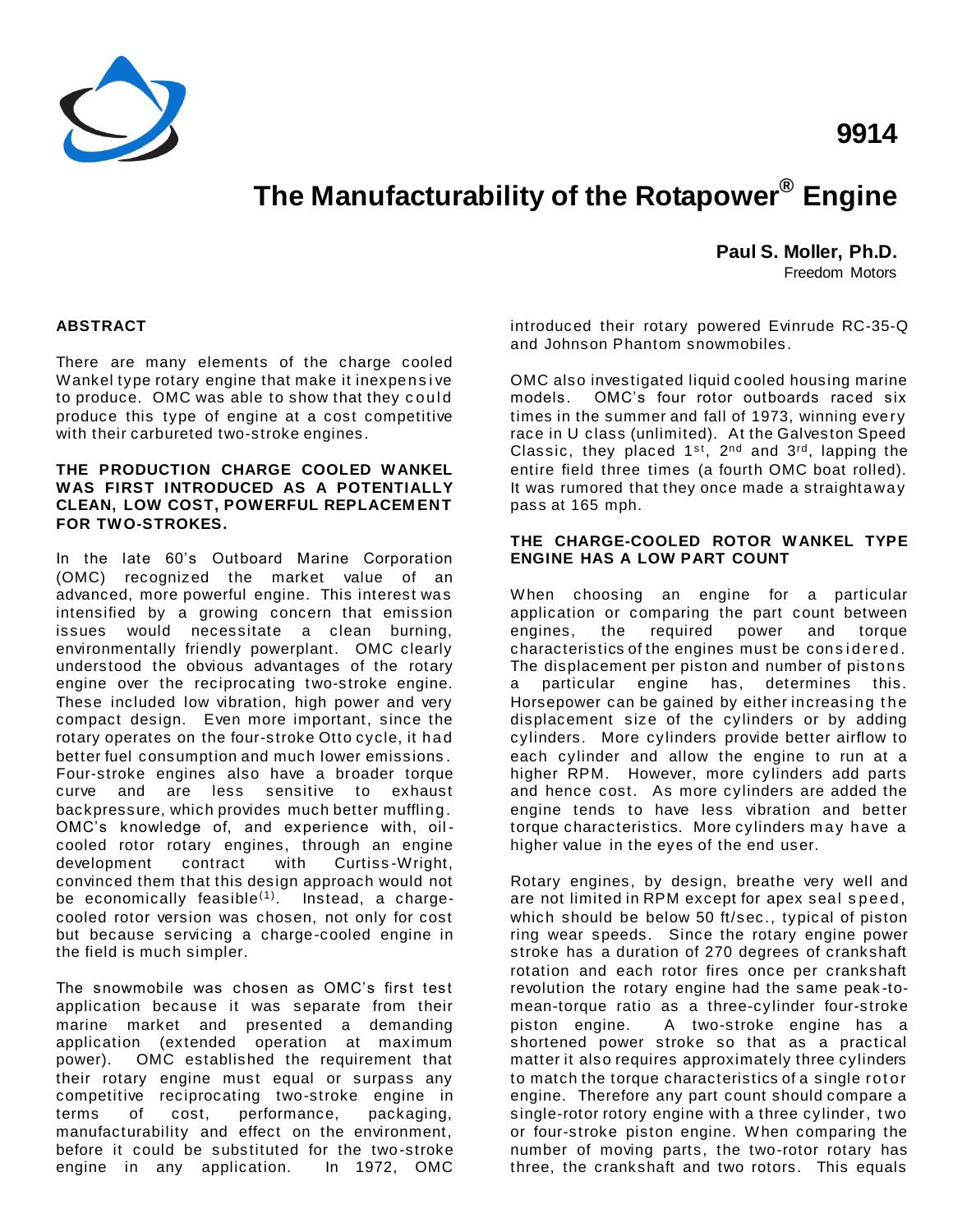9914

# The Manufacturability of the Rotapower® Engine

**Paul S. Moller, Ph.D.**
Freedom Motors

## ABSTRACT

There are many elements of the charge cooled Wankel type rotary engine that make it inexpensive to produce. OMC was able to show that they could produce this type of engine at a cost competitive with their carbureted two-stroke engines.

### THE PRODUCTION CHARGE COOLED WANKEL WAS FIRST INTRODUCED AS A POTENTIALLY CLEAN, LOW COST, POWERFUL REPLACEMENT FOR TWO-STROKES.

In the late 60's Outboard Marine Corporation (OMC) recognized the market value of an advanced, more powerful engine. This interest was intensified by a growing concern that emission issues would necessitate a clean burning, environmentally friendly powerplant. OMC clearly understood the obvious advantages of the rotary engine over the reciprocating two-stroke engine. These included low vibration, high power and very compact design. Even more important, since the rotary operates on the four-stroke Otto cycle, it had better fuel consumption and much lower emissions. Four-stroke engines also have a broader torque curve and are less sensitive to exhaust backpressure, which provides much better muffling. OMC's knowledge of, and experience with, oil-cooled rotor rotary engines, through an engine development contract with Curtiss-Wright, convinced them that this design approach would not be economically feasible[1]. Instead, a charge-cooled rotor version was chosen, not only for cost but because servicing a charge-cooled engine in the field is much simpler.

The snowmobile was chosen as OMC's first test application because it was separate from their marine market and presented a demanding application (extended operation at maximum power). OMC established the requirement that their rotary engine must equal or surpass any competitive reciprocating two-stroke engine in terms of cost, performance, packaging, manufacturability and effect on the environment, before it could be substituted for the two-stroke engine in any application. In 1972, OMC introduced their rotary powered Evinrude RC-35-Q and Johnson Phantom snowmobiles.

OMC also investigated liquid cooled housing marine models. OMC's four rotor outboards raced six times in the summer and fall of 1973, winning every race in U class (unlimited). At the Galveston Speed Classic, they placed 1st, 2nd and 3rd, lapping the entire field three times (a fourth OMC boat rolled). It was rumored that they once made a straightaway pass at 165 mph.

### THE CHARGE-COOLED ROTOR WANKEL TYPE ENGINE HAS A LOW PART COUNT

When choosing an engine for a particular application or comparing the part count between engines, the required power and torque characteristics of the engines must be considered. The displacement per piston and number of pistons a particular engine has, determines this. Horsepower can be gained by either increasing the displacement size of the cylinders or by adding cylinders. More cylinders provide better airflow to each cylinder and allow the engine to run at a higher RPM. However, more cylinders add parts and hence cost. As more cylinders are added the engine tends to have less vibration and better torque characteristics. More cylinders may have a higher value in the eyes of the end user.

Rotary engines, by design, breathe very well and are not limited in RPM except for apex seal speed, which should be below 50 ft/sec., typical of piston ring wear speeds. Since the rotary engine power stroke has a duration of 270 degrees of crankshaft rotation and each rotor fires once per crankshaft revolution the rotary engine had the same peak-to-mean-torque ratio as a three-cylinder four-stroke piston engine. A two-stroke engine has a shortened power stroke so that as a practical matter it also requires approximately three cylinders to match the torque characteristics of a single rotor engine. Therefore any part count should compare a single-rotor rotory engine with a three cylinder, two or four-stroke piston engine. When comparing the number of moving parts, the two-rotor rotary has three, the crankshaft and two rotors. This equals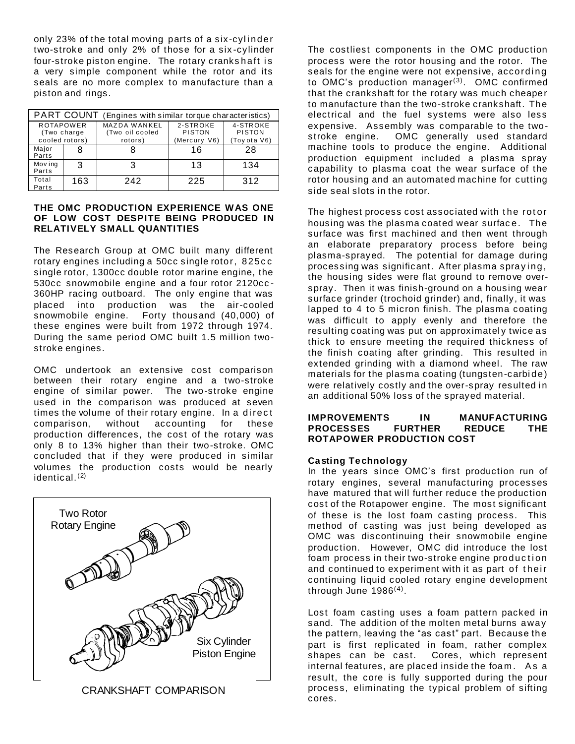only 23% of the total moving parts of a six-cylinder two-stroke and only 2% of those for a six-cylinder four-stroke piston engine. The rotary crankshaft is a very simple component while the rotor and its seals are no more complex to manufacture than a piston and rings.

| PART COUNT (Engines with similar torque characteristics) | | | | |
|---|---|---|---|---|
| ROTAPOWER (Two charge cooled rotors) | | MAZDA WANKEL (Two oil cooled rotors) | 2-STROKE PISTON (Mercury V6) | 4-STROKE PISTON (Toyota V6) |
| Major Parts | 8 | 8 | 16 | 28 |
| Moving Parts | 3 | 3 | 13 | 134 |
| Total Parts | 163 | 242 | 225 | 312 |

**THE OMC PRODUCTION EXPERIENCE WAS ONE OF LOW COST DESPITE BEING PRODUCED IN RELATIVELY SMALL QUANTITIES**

The Research Group at OMC built many different rotary engines including a 50cc single rotor, 825cc single rotor, 1300cc double rotor marine engine, the 530cc snowmobile engine and a four rotor 2120cc-360HP racing outboard. The only engine that was placed into production was the air-cooled snowmobile engine. Forty thousand (40,000) of these engines were built from 1972 through 1974. During the same period OMC built 1.5 million two-stroke engines.

OMC undertook an extensive cost comparison between their rotary engine and a two-stroke engine of similar power. The two-stroke engine used in the comparison was produced at seven times the volume of their rotary engine. In a direct comparison, without accounting for these production differences, the cost of the rotary was only 8 to 13% higher than their two-stroke. OMC concluded that if they were produced in similar volumes the production costs would be nearly identical.[2]

Two Rotor Rotary Engine

Six Cylinder Piston Engine

CRANKSHAFT COMPARISON

The costliest components in the OMC production process were the rotor housing and the rotor. The seals for the engine were not expensive, according to OMC's production manager[3]. OMC confirmed that the crankshaft for the rotary was much cheaper to manufacture than the two-stroke crankshaft. The electrical and the fuel systems were also less expensive. Assembly was comparable to the two-stroke engine. OMC generally used standard machine tools to produce the engine. Additional production equipment included a plasma spray capability to plasma coat the wear surface of the rotor housing and an automated machine for cutting side seal slots in the rotor.

The highest process cost associated with the rotor housing was the plasma coated wear surface. The surface was first machined and then went through an elaborate preparatory process before being plasma-sprayed. The potential for damage during processing was significant. After plasma spraying, the housing sides were flat ground to remove over-spray. Then it was finish-ground on a housing wear surface grinder (trochoid grinder) and, finally, it was lapped to 4 to 5 micron finish. The plasma coating was difficult to apply evenly and therefore the resulting coating was put on approximately twice as thick to ensure meeting the required thickness of the finish coating after grinding. This resulted in extended grinding with a diamond wheel. The raw materials for the plasma coating (tungsten-carbide) were relatively costly and the over-spray resulted in an additional 50% loss of the sprayed material.

**IMPROVEMENTS IN MANUFACTURING PROCESSES FURTHER REDUCE THE ROTAPOWER PRODUCTION COST**

**Casting Technology**

In the years since OMC's first production run of rotary engines, several manufacturing processes have matured that will further reduce the production cost of the Rotapower engine. The most significant of these is the lost foam casting process. This method of casting was just being developed as OMC was discontinuing their snowmobile engine production. However, OMC did introduce the lost foam process in their two-stroke engine production and continued to experiment with it as part of their continuing liquid cooled rotary engine development through June 1986[4].

Lost foam casting uses a foam pattern packed in sand. The addition of the molten metal burns away the pattern, leaving the "as cast" part. Because the part is first replicated in foam, rather complex shapes can be cast. Cores, which represent internal features, are placed inside the foam. As a result, the core is fully supported during the pour process, eliminating the typical problem of sifting cores.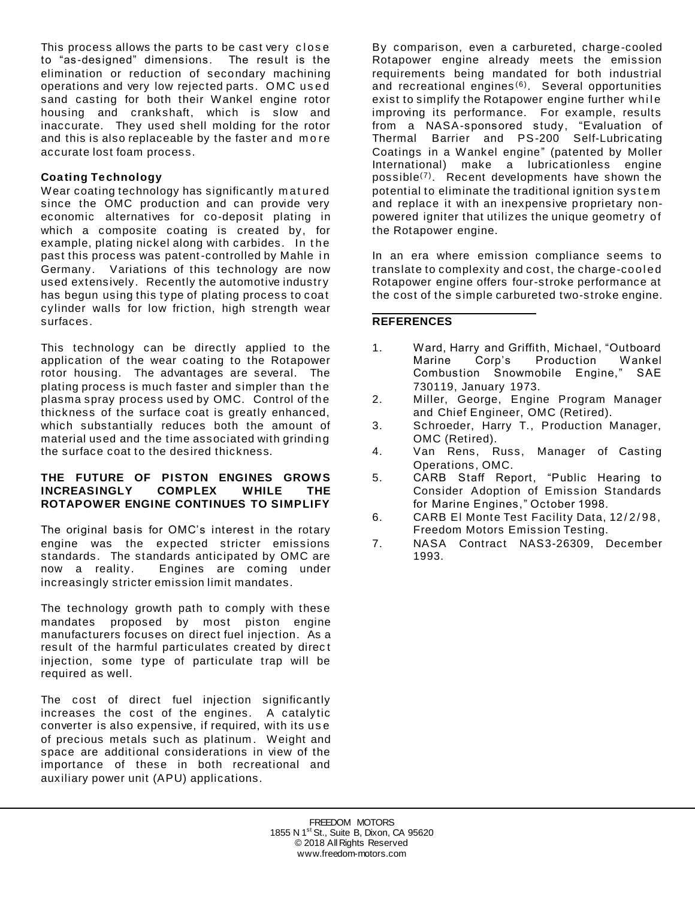This process allows the parts to be cast very close to "as-designed" dimensions. The result is the elimination or reduction of secondary machining operations and very low rejected parts. OMC used sand casting for both their Wankel engine rotor housing and crankshaft, which is slow and inaccurate. They used shell molding for the rotor and this is also replaceable by the faster and more accurate lost foam process.

### Coating Technology

Wear coating technology has significantly matured since the OMC production and can provide very economic alternatives for co-deposit plating in which a composite coating is created by, for example, plating nickel along with carbides. In the past this process was patent-controlled by Mahle in Germany. Variations of this technology are now used extensively. Recently the automotive industry has begun using this type of plating process to coat cylinder walls for low friction, high strength wear surfaces.

This technology can be directly applied to the application of the wear coating to the Rotapower rotor housing. The advantages are several. The plating process is much faster and simpler than the plasma spray process used by OMC. Control of the thickness of the surface coat is greatly enhanced, which substantially reduces both the amount of material used and the time associated with grinding the surface coat to the desired thickness.

## THE FUTURE OF PISTON ENGINES GROWS INCREASINGLY COMPLEX WHILE THE ROTAPOWER ENGINE CONTINUES TO SIMPLIFY

The original basis for OMC's interest in the rotary engine was the expected stricter emissions standards. The standards anticipated by OMC are now a reality. Engines are coming under increasingly stricter emission limit mandates.

The technology growth path to comply with these mandates proposed by most piston engine manufacturers focuses on direct fuel injection. As a result of the harmful particulates created by direct injection, some type of particulate trap will be required as well.

The cost of direct fuel injection significantly increases the cost of the engines. A catalytic converter is also expensive, if required, with its use of precious metals such as platinum. Weight and space are additional considerations in view of the importance of these in both recreational and auxiliary power unit (APU) applications.

By comparison, even a carbureted, charge-cooled Rotapower engine already meets the emission requirements being mandated for both industrial and recreational engines(6). Several opportunities exist to simplify the Rotapower engine further while improving its performance. For example, results from a NASA-sponsored study, "Evaluation of Thermal Barrier and PS-200 Self-Lubricating Coatings in a Wankel engine" (patented by Moller International) make a lubricationless engine possible(7). Recent developments have shown the potential to eliminate the traditional ignition system and replace it with an inexpensive proprietary non-powered igniter that utilizes the unique geometry of the Rotapower engine.

In an era where emission compliance seems to translate to complexity and cost, the charge-cooled Rotapower engine offers four-stroke performance at the cost of the simple carbureted two-stroke engine.

## REFERENCES

1. Ward, Harry and Griffith, Michael, "Outboard Marine Corp's Production Wankel Combustion Snowmobile Engine," SAE 730119, January 1973.
2. Miller, George, Engine Program Manager and Chief Engineer, OMC (Retired).
3. Schroeder, Harry T., Production Manager, OMC (Retired).
4. Van Rens, Russ, Manager of Casting Operations, OMC.
5. CARB Staff Report, "Public Hearing to Consider Adoption of Emission Standards for Marine Engines," October 1998.
6. CARB El Monte Test Facility Data, 12/2/98, Freedom Motors Emission Testing.
7. NASA Contract NAS3-26309, December 1993.

FREEDOM MOTORS
1855 N 1st St., Suite B, Dixon, CA 95620
© 2018 All Rights Reserved
www.freedom-motors.com